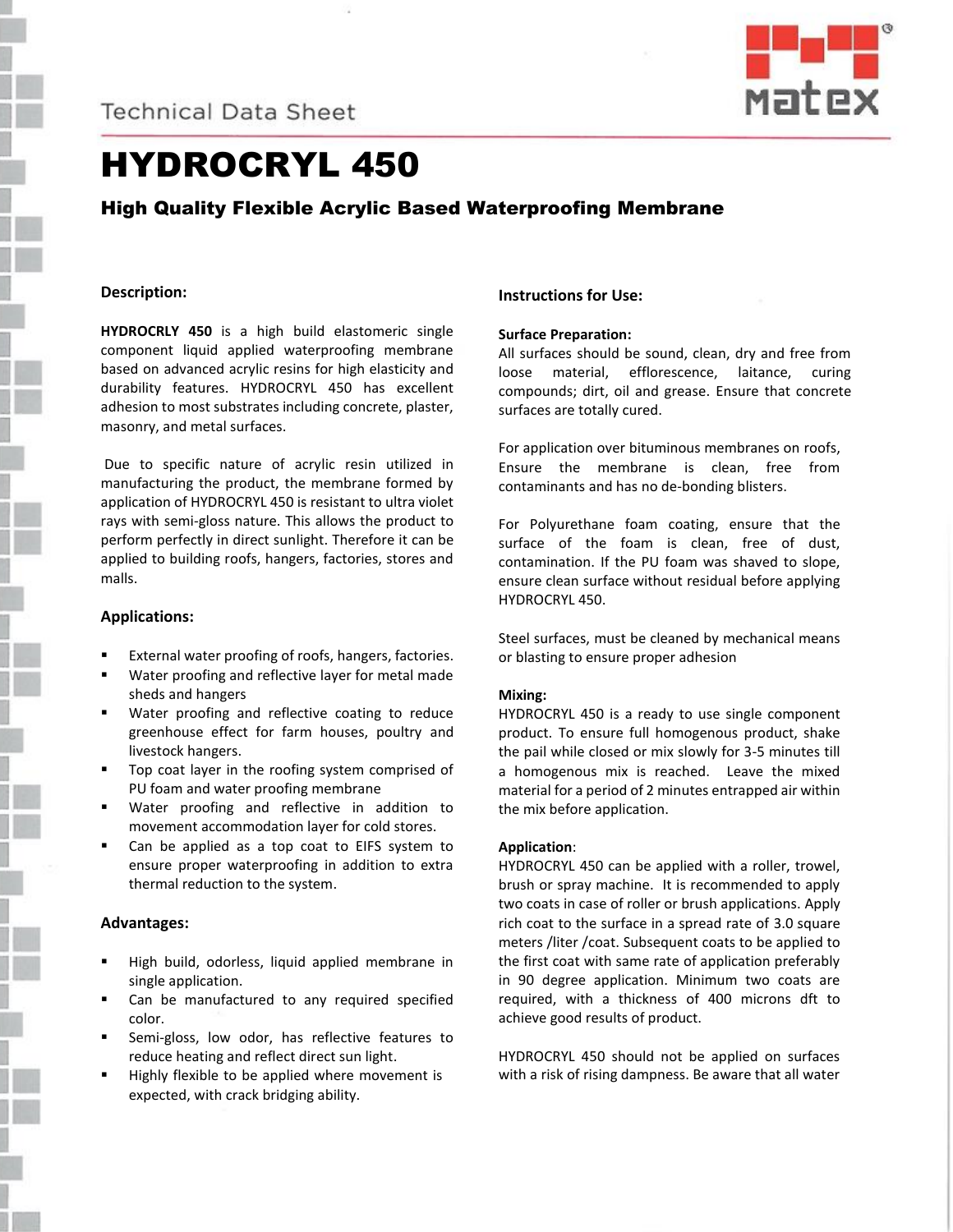Technical Data Sheet

# HYDROCRYL 450

## High Quality Flexible Acrylic Based Waterproofing Membrane

### Description:

**HYDROCRLY 450** is a high build elastomeric single component liquid applied waterproofing membrane based on advanced acrylic resins for high elasticity and durability features. HYDROCRYL 450 has excellent adhesion to most substrates including concrete, plaster, masonry, and metal surfaces.

Due to specific nature of acrylic resin utilized in manufacturing the product, the membrane formed by application of HYDROCRYL 450 is resistant to ultra violet rays with semi-gloss nature. This allows the product to perform perfectly in direct sunlight. Therefore it can be applied to building roofs, hangers, factories, stores and malls.

### Applications:

- External water proofing of roofs, hangers, factories.
- Water proofing and reflective layer for metal made sheds and hangers
- Water proofing and reflective coating to reduce greenhouse effect for farm houses, poultry and livestock hangers.
- Top coat layer in the roofing system comprised of PU foam and water proofing membrane
- Water proofing and reflective in addition to movement accommodation layer for cold stores.
- Can be applied as a top coat to EIFS system to ensure proper waterproofing in addition to extra thermal reduction to the system.

### Advantages:

- High build, odorless, liquid applied membrane in single application.
- Can be manufactured to any required specified color.
- Semi-gloss, low odor, has reflective features to reduce heating and reflect direct sun light.
- Highly flexible to be applied where movement is expected, with crack bridging ability.

### Instructions for Use:

**Surface Preparation:**

All surfaces should be sound, clean, dry and free from loose material, efflorescence, laitance, curing compounds; dirt, oil and grease. Ensure that concrete surfaces are totally cured.

For application over bituminous membranes on roofs, Ensure the membrane is clean, free from contaminants and has no de-bonding blisters.

For Polyurethane foam coating, ensure that the surface of the foam is clean, free of dust, contamination. If the PU foam was shaved to slope, ensure clean surface without residual before applying HYDROCRYL 450.

Steel surfaces, must be cleaned by mechanical means or blasting to ensure proper adhesion

**Mixing:**

HYDROCRYL 450 is a ready to use single component product. To ensure full homogenous product, shake the pail while closed or mix slowly for 3-5 minutes till a homogenous mix is reached. Leave the mixed material for a period of 2 minutes entrapped air within the mix before application.

**Application**:

HYDROCRYL 450 can be applied with a roller, trowel, brush or spray machine. It is recommended to apply two coats in case of roller or brush applications. Apply rich coat to the surface in a spread rate of 3.0 square meters /liter /coat. Subsequent coats to be applied to the first coat with same rate of application preferably in 90 degree application. Minimum two coats are required, with a thickness of 400 microns dft to achieve good results of product.

HYDROCRYL 450 should not be applied on surfaces with a risk of rising dampness. Be aware that all water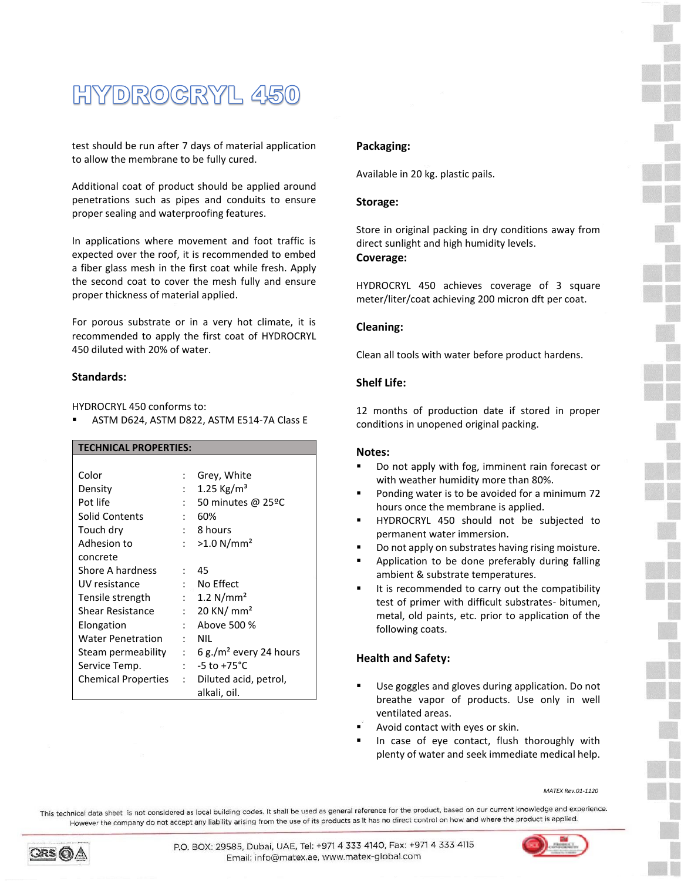// HYDROCRYL 450

test should be run after 7 days of material application to allow the membrane to be fully cured.

Additional coat of product should be applied around penetrations such as pipes and conduits to ensure proper sealing and waterproofing features.

In applications where movement and foot traffic is expected over the roof, it is recommended to embed a fiber glass mesh in the first coat while fresh. Apply the second coat to cover the mesh fully and ensure proper thickness of material applied.

For porous substrate or in a very hot climate, it is recommended to apply the first coat of HYDROCRYL 450 diluted with 20% of water.

## Standards:

HYDROCRYL 450 conforms to:

- ASTM D624, ASTM D822, ASTM E514-7A Class E

| TECHNICAL PROPERTIES: | | |
|---|---|---|
| Color | : | Grey, White |
| Density | : | 1.25 Kg/m³ |
| Pot life | : | 50 minutes @ 25ºC |
| Solid Contents | : | 60% |
| Touch dry | : | 8 hours |
| Adhesion to concrete | : | >1.0 N/mm² |
| Shore A hardness | : | 45 |
| UV resistance | : | No Effect |
| Tensile strength | : | 1.2 N/mm² |
| Shear Resistance | : | 20 KN/ mm² |
| Elongation | : | Above 500 % |
| Water Penetration | : | NIL |
| Steam permeability | : | 6 g./m² every 24 hours |
| Service Temp. | : | -5 to +75°C |
| Chemical Properties | : | Diluted acid, petrol, alkali, oil. |

## Packaging:

Available in 20 kg. plastic pails.

## Storage:

Store in original packing in dry conditions away from direct sunlight and high humidity levels.

## Coverage:

HYDROCRYL 450 achieves coverage of 3 square meter/liter/coat achieving 200 micron dft per coat.

## Cleaning:

Clean all tools with water before product hardens.

## Shelf Life:

12 months of production date if stored in proper conditions in unopened original packing.

## Notes:

- Do not apply with fog, imminent rain forecast or with weather humidity more than 80%.
- Ponding water is to be avoided for a minimum 72 hours once the membrane is applied.
- HYDROCRYL 450 should not be subjected to permanent water immersion.
- Do not apply on substrates having rising moisture.
- Application to be done preferably during falling ambient & substrate temperatures.
- It is recommended to carry out the compatibility test of primer with difficult substrates- bitumen, metal, old paints, etc. prior to application of the following coats.

## Health and Safety:

- Use goggles and gloves during application. Do not breathe vapor of products. Use only in well ventilated areas.
- Avoid contact with eyes or skin.
- In case of eye contact, flush thoroughly with plenty of water and seek immediate medical help.

*MATEX Rev.01-1120*

This technical data sheet is not considered as local building codes. It shall be used as general reference for the product, based on our current knowledge and experience. However the company do not accept any liability arising from the use of its products as it has no direct control on how and where the product is applied.

P.O. BOX: 29585, Dubai, UAE, Tel: +971 4 333 4140, Fax: +971 4 333 4115
Email: info@matex.ae, www.matex-global.com